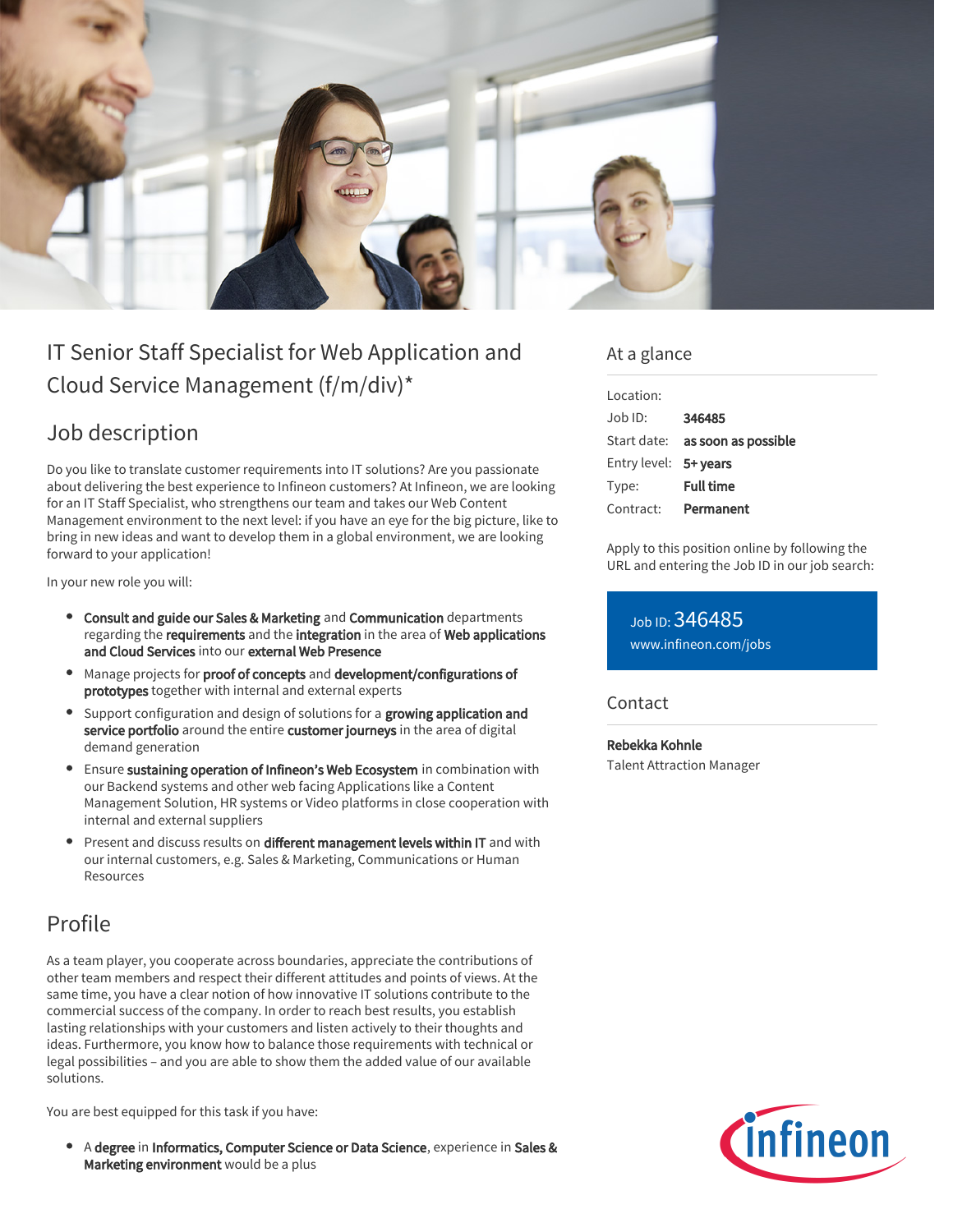# IT Senior Staff Specialist for Web Application and Cloud Service Management (f/m/div)*

## Job description

Do you like to translate customer requirements into IT solutions? Are you passionate about delivering the best experience to Infineon customers? At Infineon, we are looking for an IT Staff Specialist, who strengthens our team and takes our Web Content Management environment to the next level: if you have an eye for the big picture, like to bring in new ideas and want to develop them in a global environment, we are looking forward to your application!

In your new role you will:

- **Consult and guide our Sales & Marketing** and **Communication** departments regarding the **requirements** and the **integration** in the area of **Web applications and Cloud Services** into our **external Web Presence**
- Manage projects for **proof of concepts** and **development/configurations of prototypes** together with internal and external experts
- Support configuration and design of solutions for a **growing application and service portfolio** around the entire **customer journeys** in the area of digital demand generation
- Ensure **sustaining operation of Infineon's Web Ecosystem** in combination with our Backend systems and other web facing Applications like a Content Management Solution, HR systems or Video platforms in close cooperation with internal and external suppliers
- Present and discuss results on **different management levels within IT** and with our internal customers, e.g. Sales & Marketing, Communications or Human Resources

## Profile

As a team player, you cooperate across boundaries, appreciate the contributions of other team members and respect their different attitudes and points of views. At the same time, you have a clear notion of how innovative IT solutions contribute to the commercial success of the company. In order to reach best results, you establish lasting relationships with your customers and listen actively to their thoughts and ideas. Furthermore, you know how to balance those requirements with technical or legal possibilities – and you are able to show them the added value of our available solutions.

You are best equipped for this task if you have:

- A **degree** in **Informatics, Computer Science or Data Science**, experience in **Sales & Marketing environment** would be a plus

## At a glance

| | |
|---|---|
| Location: | |
| Job ID: | **346485** |
| Start date: | **as soon as possible** |
| Entry level: | **5+ years** |
| Type: | **Full time** |
| Contract: | **Permanent** |

Apply to this position online by following the URL and entering the Job ID in our job search:

Job ID: 346485
www.infineon.com/jobs

## Contact

**Rebekka Kohnle**
Talent Attraction Manager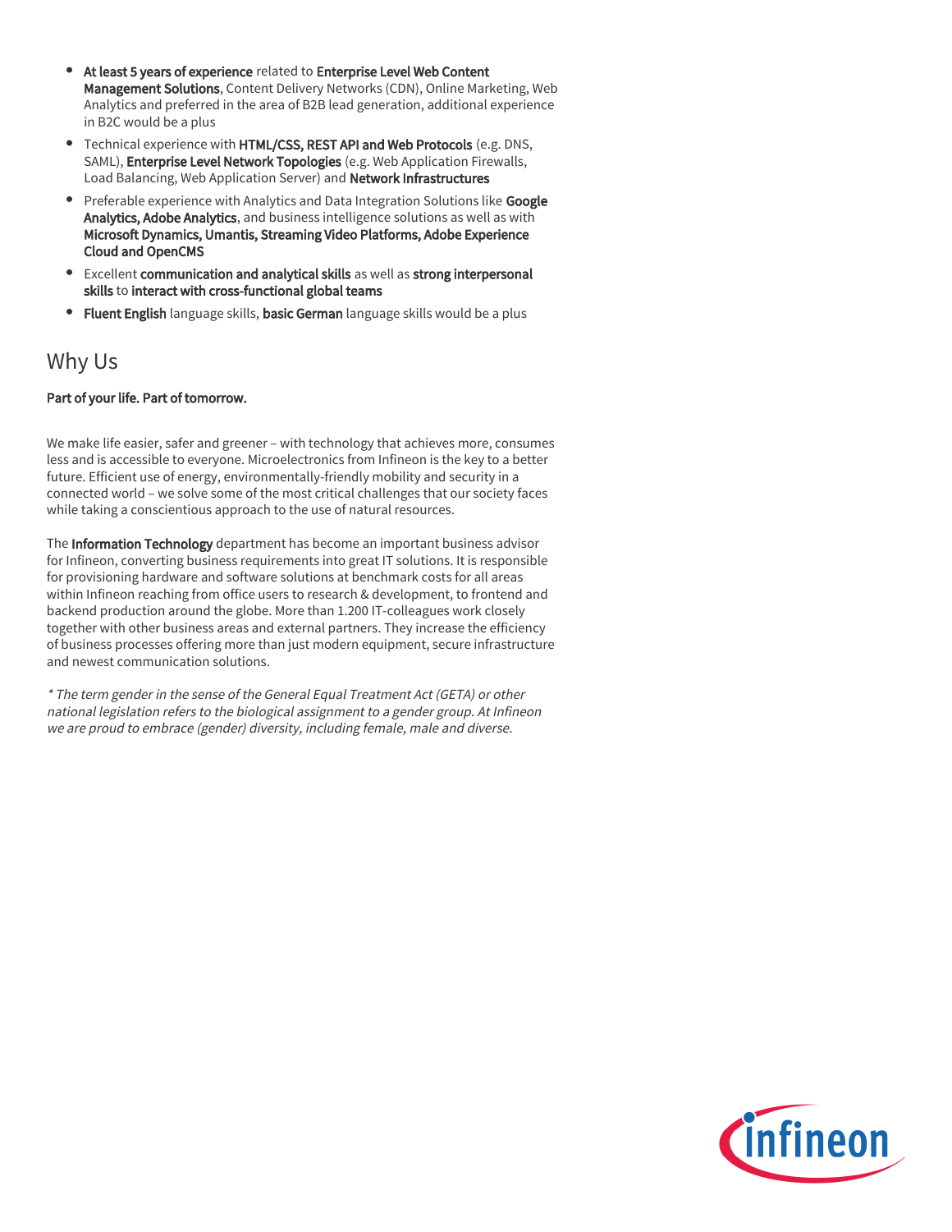- **At least 5 years of experience** related to **Enterprise Level Web Content Management Solutions**, Content Delivery Networks (CDN), Online Marketing, Web Analytics and preferred in the area of B2B lead generation, additional experience in B2C would be a plus
- Technical experience with **HTML/CSS, REST API and Web Protocols** (e.g. DNS, SAML), **Enterprise Level Network Topologies** (e.g. Web Application Firewalls, Load Balancing, Web Application Server) and **Network Infrastructures**
- Preferable experience with Analytics and Data Integration Solutions like **Google Analytics, Adobe Analytics**, and business intelligence solutions as well as with **Microsoft Dynamics, Umantis, Streaming Video Platforms, Adobe Experience Cloud and OpenCMS**
- Excellent **communication and analytical skills** as well as **strong interpersonal skills** to **interact with cross-functional global teams**
- **Fluent English** language skills, **basic German** language skills would be a plus

## Why Us

**Part of your life. Part of tomorrow.**

We make life easier, safer and greener – with technology that achieves more, consumes less and is accessible to everyone. Microelectronics from Infineon is the key to a better future. Efficient use of energy, environmentally-friendly mobility and security in a connected world – we solve some of the most critical challenges that our society faces while taking a conscientious approach to the use of natural resources.

The **Information Technology** department has become an important business advisor for Infineon, converting business requirements into great IT solutions. It is responsible for provisioning hardware and software solutions at benchmark costs for all areas within Infineon reaching from office users to research & development, to frontend and backend production around the globe. More than 1.200 IT-colleagues work closely together with other business areas and external partners. They increase the efficiency of business processes offering more than just modern equipment, secure infrastructure and newest communication solutions.

*\* The term gender in the sense of the General Equal Treatment Act (GETA) or other national legislation refers to the biological assignment to a gender group. At Infineon we are proud to embrace (gender) diversity, including female, male and diverse.*